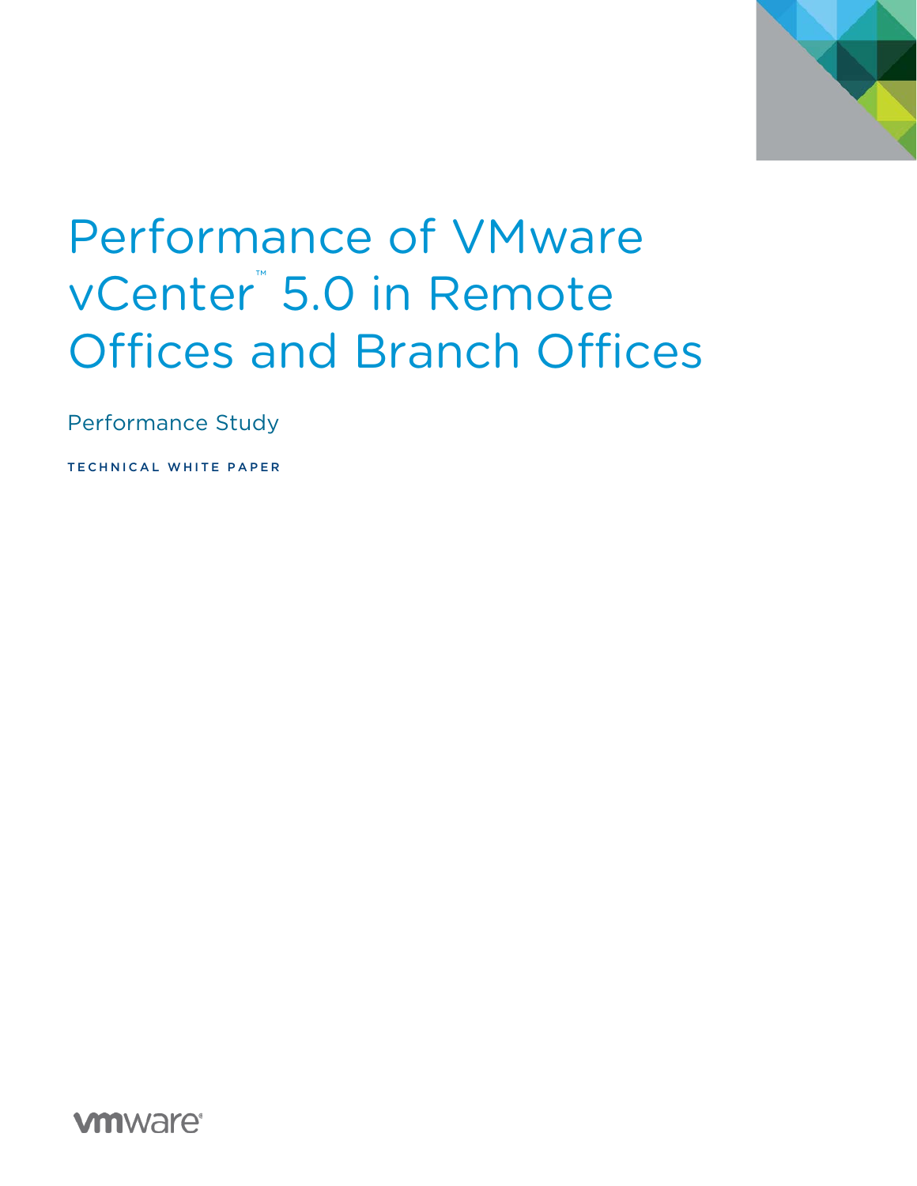# Performance of VMware vCenter™ 5.0 in Remote Offices and Branch Offices

Performance Study

TECHNICAL WHITE PAPER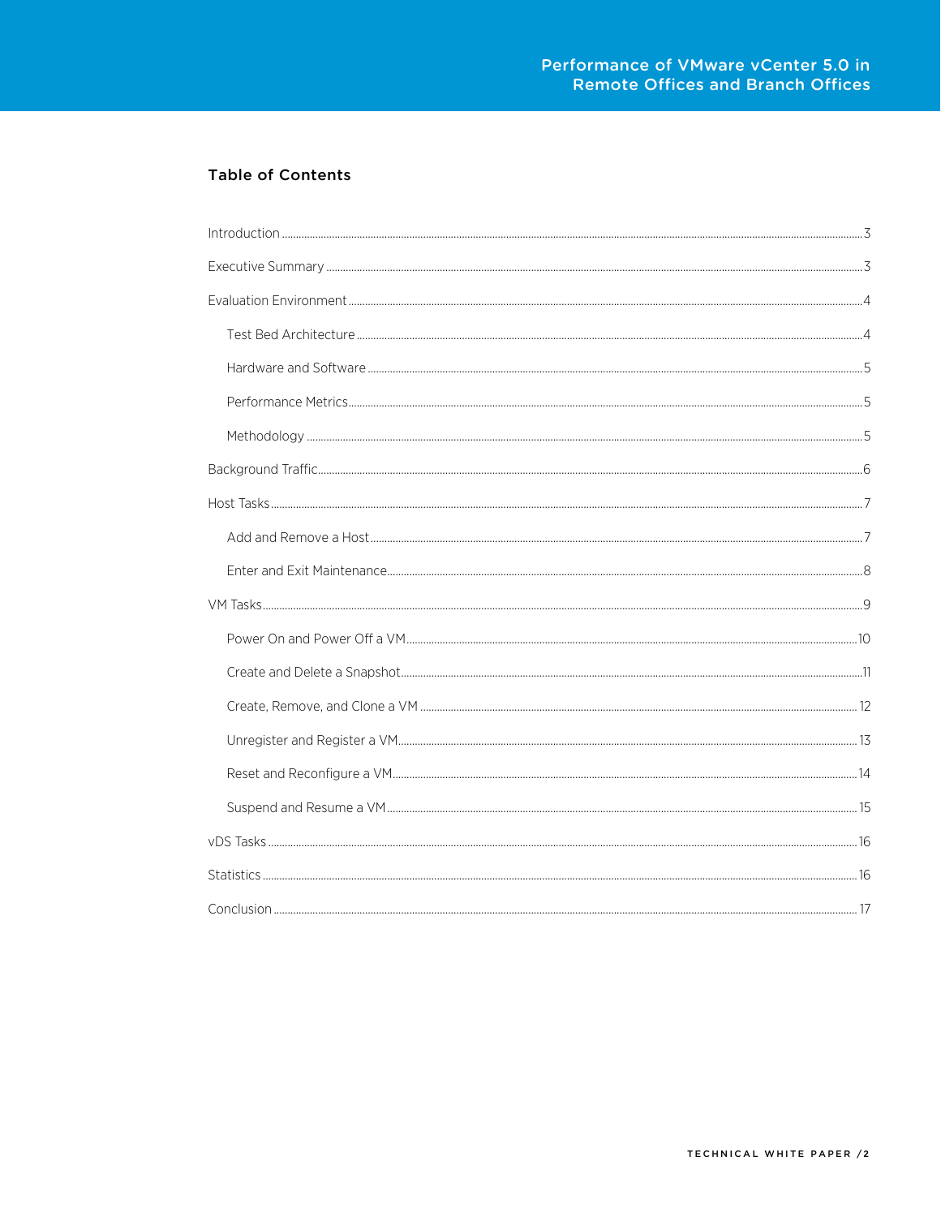## Table of Contents

Introduction ..... 3

Executive Summary ..... 3

Evaluation Environment ..... 4

- Test Bed Architecture ..... 4
- Hardware and Software ..... 5
- Performance Metrics ..... 5
- Methodology ..... 5

Background Traffic ..... 6

Host Tasks ..... 7

- Add and Remove a Host ..... 7
- Enter and Exit Maintenance ..... 8

VM Tasks ..... 9

- Power On and Power Off a VM ..... 10
- Create and Delete a Snapshot ..... 11
- Create, Remove, and Clone a VM ..... 12
- Unregister and Register a VM ..... 13
- Reset and Reconfigure a VM ..... 14
- Suspend and Resume a VM ..... 15

vDS Tasks ..... 16

Statistics ..... 16

Conclusion ..... 17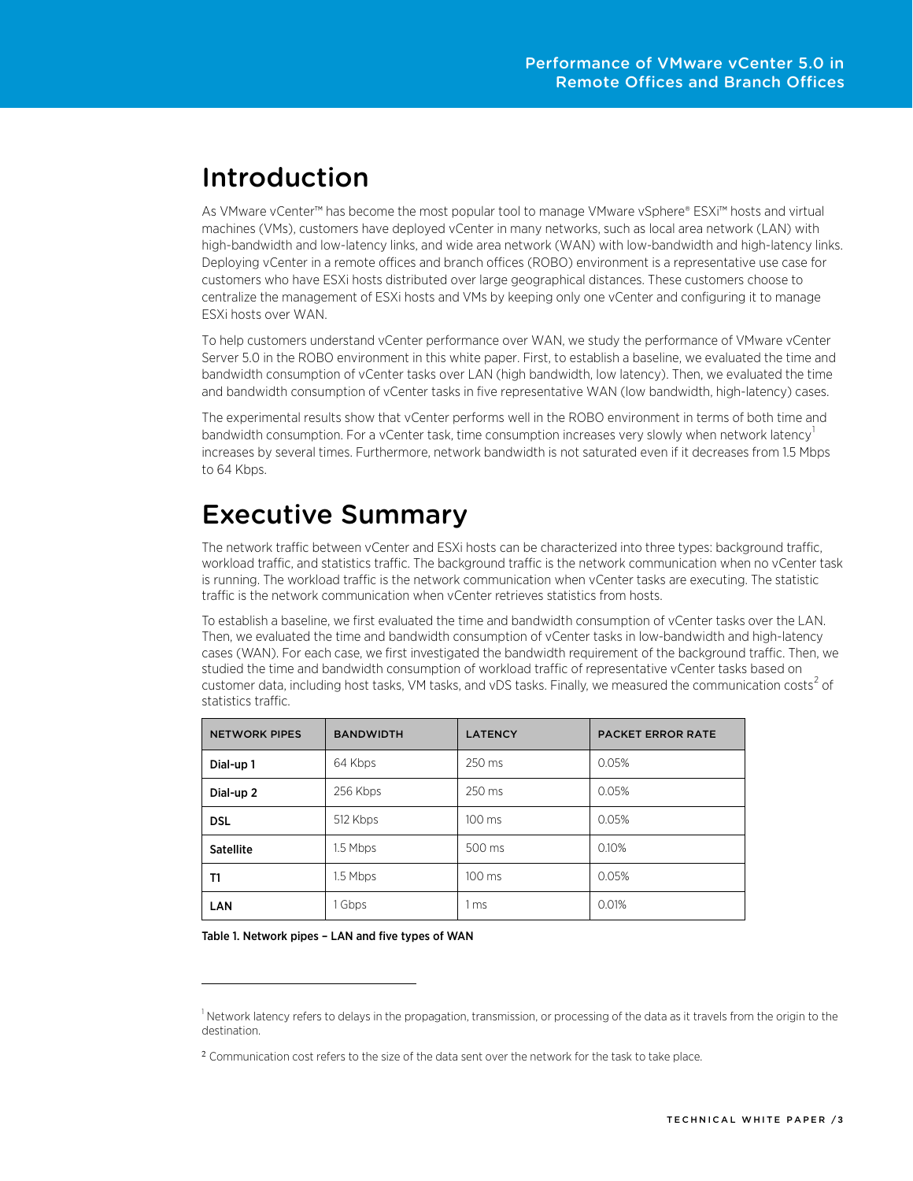# Introduction

As VMware vCenter™ has become the most popular tool to manage VMware vSphere® ESXi™ hosts and virtual machines (VMs), customers have deployed vCenter in many networks, such as local area network (LAN) with high-bandwidth and low-latency links, and wide area network (WAN) with low-bandwidth and high-latency links. Deploying vCenter in a remote offices and branch offices (ROBO) environment is a representative use case for customers who have ESXi hosts distributed over large geographical distances. These customers choose to centralize the management of ESXi hosts and VMs by keeping only one vCenter and configuring it to manage ESXi hosts over WAN.

To help customers understand vCenter performance over WAN, we study the performance of VMware vCenter Server 5.0 in the ROBO environment in this white paper. First, to establish a baseline, we evaluated the time and bandwidth consumption of vCenter tasks over LAN (high bandwidth, low latency). Then, we evaluated the time and bandwidth consumption of vCenter tasks in five representative WAN (low bandwidth, high-latency) cases.

The experimental results show that vCenter performs well in the ROBO environment in terms of both time and bandwidth consumption. For a vCenter task, time consumption increases very slowly when network latency[1] increases by several times. Furthermore, network bandwidth is not saturated even if it decreases from 1.5 Mbps to 64 Kbps.

# Executive Summary

The network traffic between vCenter and ESXi hosts can be characterized into three types: background traffic, workload traffic, and statistics traffic. The background traffic is the network communication when no vCenter task is running. The workload traffic is the network communication when vCenter tasks are executing. The statistic traffic is the network communication when vCenter retrieves statistics from hosts.

To establish a baseline, we first evaluated the time and bandwidth consumption of vCenter tasks over the LAN. Then, we evaluated the time and bandwidth consumption of vCenter tasks in low-bandwidth and high-latency cases (WAN). For each case, we first investigated the bandwidth requirement of the background traffic. Then, we studied the time and bandwidth consumption of workload traffic of representative vCenter tasks based on customer data, including host tasks, VM tasks, and vDS tasks. Finally, we measured the communication costs[2] of statistics traffic.

| NETWORK PIPES | BANDWIDTH | LATENCY | PACKET ERROR RATE |
| --- | --- | --- | --- |
| **Dial-up 1** | 64 Kbps | 250 ms | 0.05% |
| **Dial-up 2** | 256 Kbps | 250 ms | 0.05% |
| **DSL** | 512 Kbps | 100 ms | 0.05% |
| **Satellite** | 1.5 Mbps | 500 ms | 0.10% |
| **T1** | 1.5 Mbps | 100 ms | 0.05% |
| **LAN** | 1 Gbps | 1 ms | 0.01% |

**Table 1. Network pipes – LAN and five types of WAN**

---

[1] Network latency refers to delays in the propagation, transmission, or processing of the data as it travels from the origin to the destination.

[2] Communication cost refers to the size of the data sent over the network for the task to take place.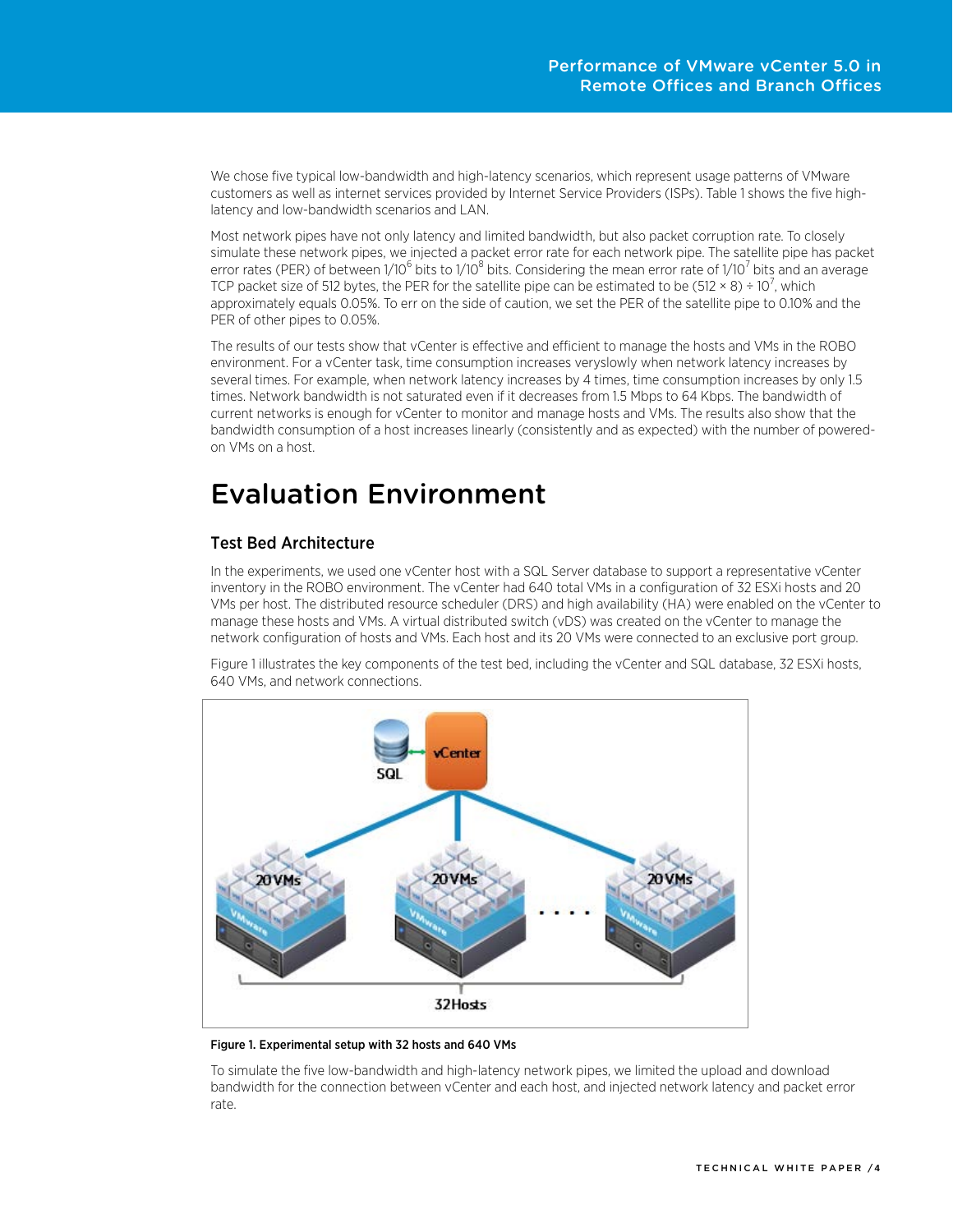We chose five typical low-bandwidth and high-latency scenarios, which represent usage patterns of VMware customers as well as internet services provided by Internet Service Providers (ISPs). Table 1 shows the five high-latency and low-bandwidth scenarios and LAN.

Most network pipes have not only latency and limited bandwidth, but also packet corruption rate. To closely simulate these network pipes, we injected a packet error rate for each network pipe. The satellite pipe has packet error rates (PER) of between $1/10^6$ bits to $1/10^8$ bits. Considering the mean error rate of $1/10^7$ bits and an average TCP packet size of 512 bytes, the PER for the satellite pipe can be estimated to be $(512 \times 8) \div 10^7$, which approximately equals 0.05%. To err on the side of caution, we set the PER of the satellite pipe to 0.10% and the PER of other pipes to 0.05%.

The results of our tests show that vCenter is effective and efficient to manage the hosts and VMs in the ROBO environment. For a vCenter task, time consumption increases veryslowly when network latency increases by several times. For example, when network latency increases by 4 times, time consumption increases by only 1.5 times. Network bandwidth is not saturated even if it decreases from 1.5 Mbps to 64 Kbps. The bandwidth of current networks is enough for vCenter to monitor and manage hosts and VMs. The results also show that the bandwidth consumption of a host increases linearly (consistently and as expected) with the number of powered-on VMs on a host.

# Evaluation Environment

## Test Bed Architecture

In the experiments, we used one vCenter host with a SQL Server database to support a representative vCenter inventory in the ROBO environment. The vCenter had 640 total VMs in a configuration of 32 ESXi hosts and 20 VMs per host. The distributed resource scheduler (DRS) and high availability (HA) were enabled on the vCenter to manage these hosts and VMs. A virtual distributed switch (vDS) was created on the vCenter to manage the network configuration of hosts and VMs. Each host and its 20 VMs were connected to an exclusive port group.

Figure 1 illustrates the key components of the test bed, including the vCenter and SQL database, 32 ESXi hosts, 640 VMs, and network connections.

**Figure 1. Experimental setup with 32 hosts and 640 VMs**

To simulate the five low-bandwidth and high-latency network pipes, we limited the upload and download bandwidth for the connection between vCenter and each host, and injected network latency and packet error rate.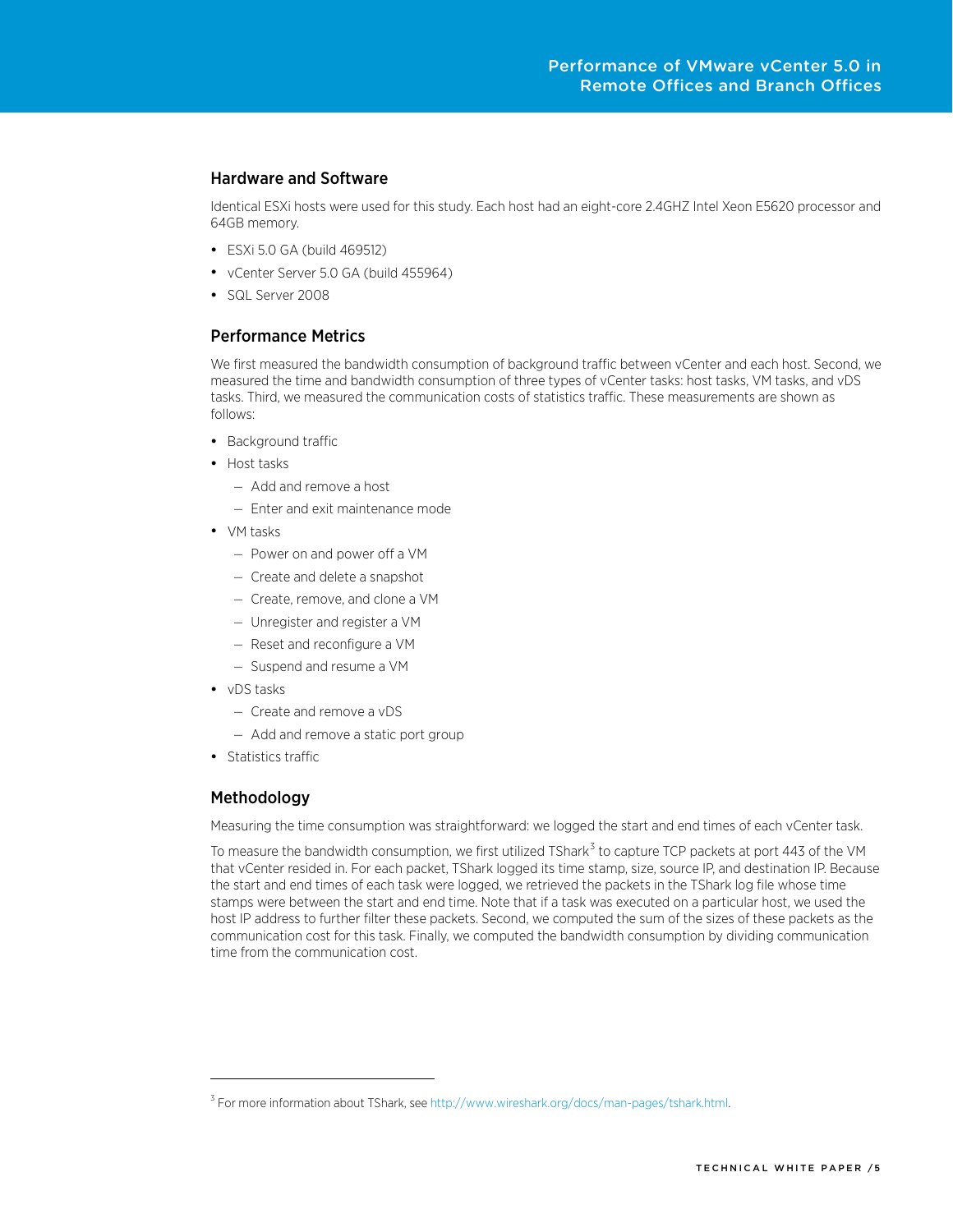## Hardware and Software

Identical ESXi hosts were used for this study. Each host had an eight-core 2.4GHZ Intel Xeon E5620 processor and 64GB memory.

- ESXi 5.0 GA (build 469512)
- vCenter Server 5.0 GA (build 455964)
- SQL Server 2008

## Performance Metrics

We first measured the bandwidth consumption of background traffic between vCenter and each host. Second, we measured the time and bandwidth consumption of three types of vCenter tasks: host tasks, VM tasks, and vDS tasks. Third, we measured the communication costs of statistics traffic. These measurements are shown as follows:

- Background traffic
- Host tasks
  - Add and remove a host
  - Enter and exit maintenance mode
- VM tasks
  - Power on and power off a VM
  - Create and delete a snapshot
  - Create, remove, and clone a VM
  - Unregister and register a VM
  - Reset and reconfigure a VM
  - Suspend and resume a VM
- vDS tasks
  - Create and remove a vDS
  - Add and remove a static port group
- Statistics traffic

## Methodology

Measuring the time consumption was straightforward: we logged the start and end times of each vCenter task.

To measure the bandwidth consumption, we first utilized TShark[3] to capture TCP packets at port 443 of the VM that vCenter resided in. For each packet, TShark logged its time stamp, size, source IP, and destination IP. Because the start and end times of each task were logged, we retrieved the packets in the TShark log file whose time stamps were between the start and end time. Note that if a task was executed on a particular host, we used the host IP address to further filter these packets. Second, we computed the sum of the sizes of these packets as the communication cost for this task. Finally, we computed the bandwidth consumption by dividing communication time from the communication cost.

---

[3] For more information about TShark, see http://www.wireshark.org/docs/man-pages/tshark.html.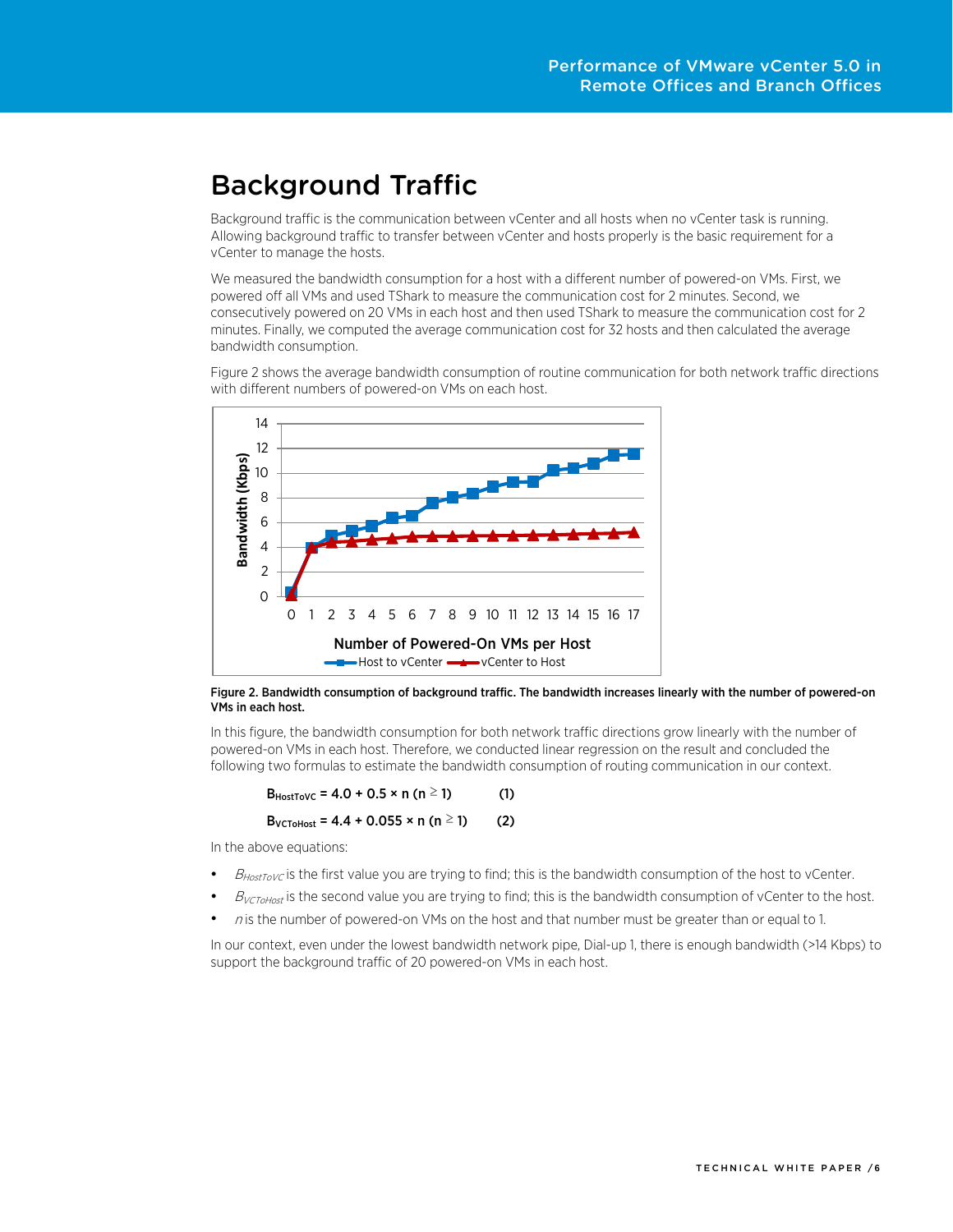## Background Traffic

Background traffic is the communication between vCenter and all hosts when no vCenter task is running. Allowing background traffic to transfer between vCenter and hosts properly is the basic requirement for a vCenter to manage the hosts.

We measured the bandwidth consumption for a host with a different number of powered-on VMs. First, we powered off all VMs and used TShark to measure the communication cost for 2 minutes. Second, we consecutively powered on 20 VMs in each host and then used TShark to measure the communication cost for 2 minutes. Finally, we computed the average communication cost for 32 hosts and then calculated the average bandwidth consumption.

Figure 2 shows the average bandwidth consumption of routine communication for both network traffic directions with different numbers of powered-on VMs on each host.

**Figure 2. Bandwidth consumption of background traffic. The bandwidth increases linearly with the number of powered-on VMs in each host.**

In this figure, the bandwidth consumption for both network traffic directions grow linearly with the number of powered-on VMs in each host. Therefore, we conducted linear regression on the result and concluded the following two formulas to estimate the bandwidth consumption of routing communication in our context.

$$B_{HostToVC} = 4.0 + 0.5 \times n \ (n \geq 1) \qquad (1)$$

$$B_{VCToHost} = 4.4 + 0.055 \times n \ (n \geq 1) \qquad (2)$$

In the above equations:

- $B_{HostToVC}$ is the first value you are trying to find; this is the bandwidth consumption of the host to vCenter.
- $B_{VCToHost}$ is the second value you are trying to find; this is the bandwidth consumption of vCenter to the host.
- $n$ is the number of powered-on VMs on the host and that number must be greater than or equal to 1.

In our context, even under the lowest bandwidth network pipe, Dial-up 1, there is enough bandwidth (>14 Kbps) to support the background traffic of 20 powered-on VMs in each host.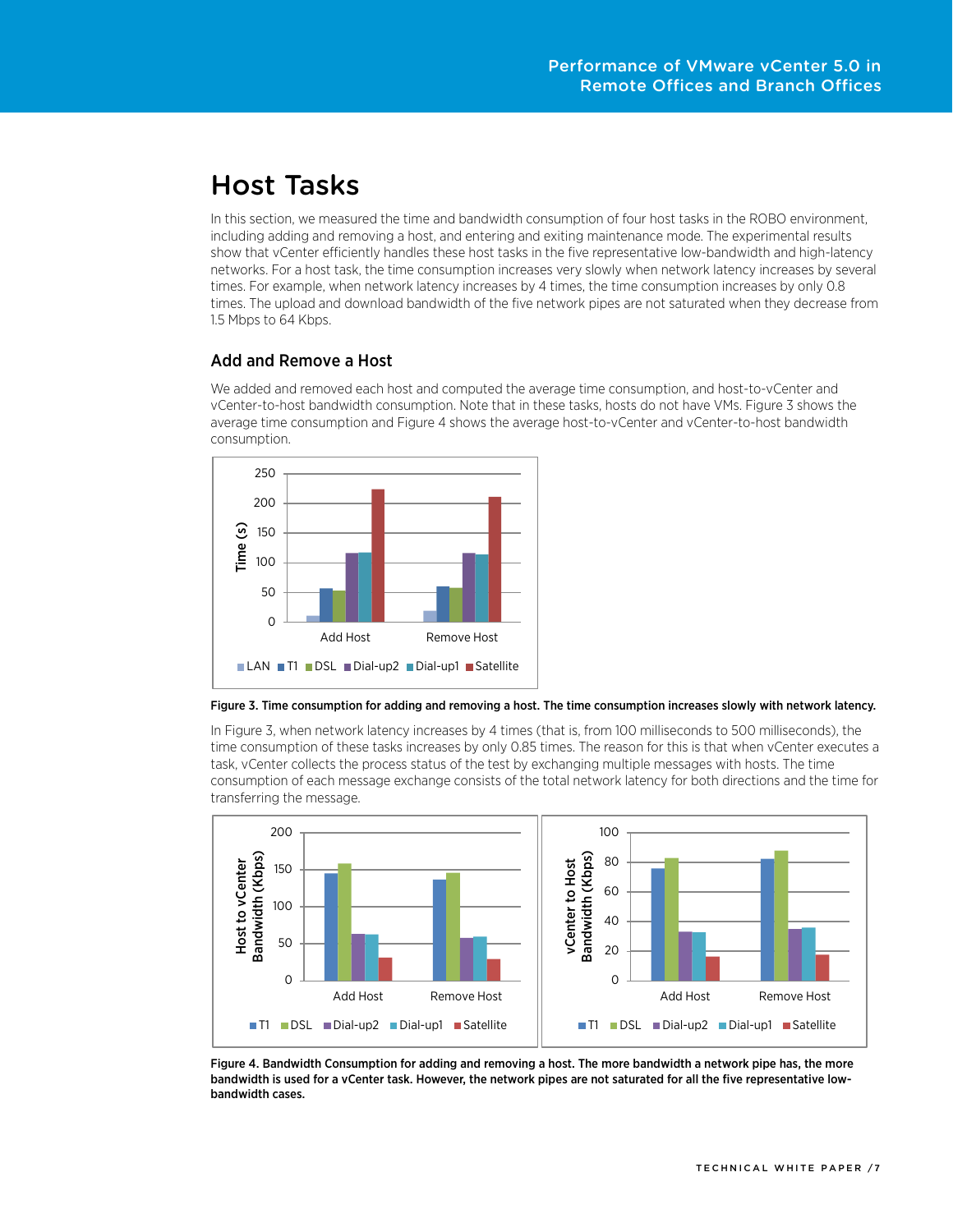# Host Tasks

In this section, we measured the time and bandwidth consumption of four host tasks in the ROBO environment, including adding and removing a host, and entering and exiting maintenance mode. The experimental results show that vCenter efficiently handles these host tasks in the five representative low-bandwidth and high-latency networks. For a host task, the time consumption increases very slowly when network latency increases by several times. For example, when network latency increases by 4 times, the time consumption increases by only 0.8 times. The upload and download bandwidth of the five network pipes are not saturated when they decrease from 1.5 Mbps to 64 Kbps.

## Add and Remove a Host

We added and removed each host and computed the average time consumption, and host-to-vCenter and vCenter-to-host bandwidth consumption. Note that in these tasks, hosts do not have VMs. Figure 3 shows the average time consumption and Figure 4 shows the average host-to-vCenter and vCenter-to-host bandwidth consumption.

**Figure 3. Time consumption for adding and removing a host. The time consumption increases slowly with network latency.**

In Figure 3, when network latency increases by 4 times (that is, from 100 milliseconds to 500 milliseconds), the time consumption of these tasks increases by only 0.85 times. The reason for this is that when vCenter executes a task, vCenter collects the process status of the test by exchanging multiple messages with hosts. The time consumption of each message exchange consists of the total network latency for both directions and the time for transferring the message.

**Figure 4. Bandwidth Consumption for adding and removing a host. The more bandwidth a network pipe has, the more bandwidth is used for a vCenter task. However, the network pipes are not saturated for all the five representative low-bandwidth cases.**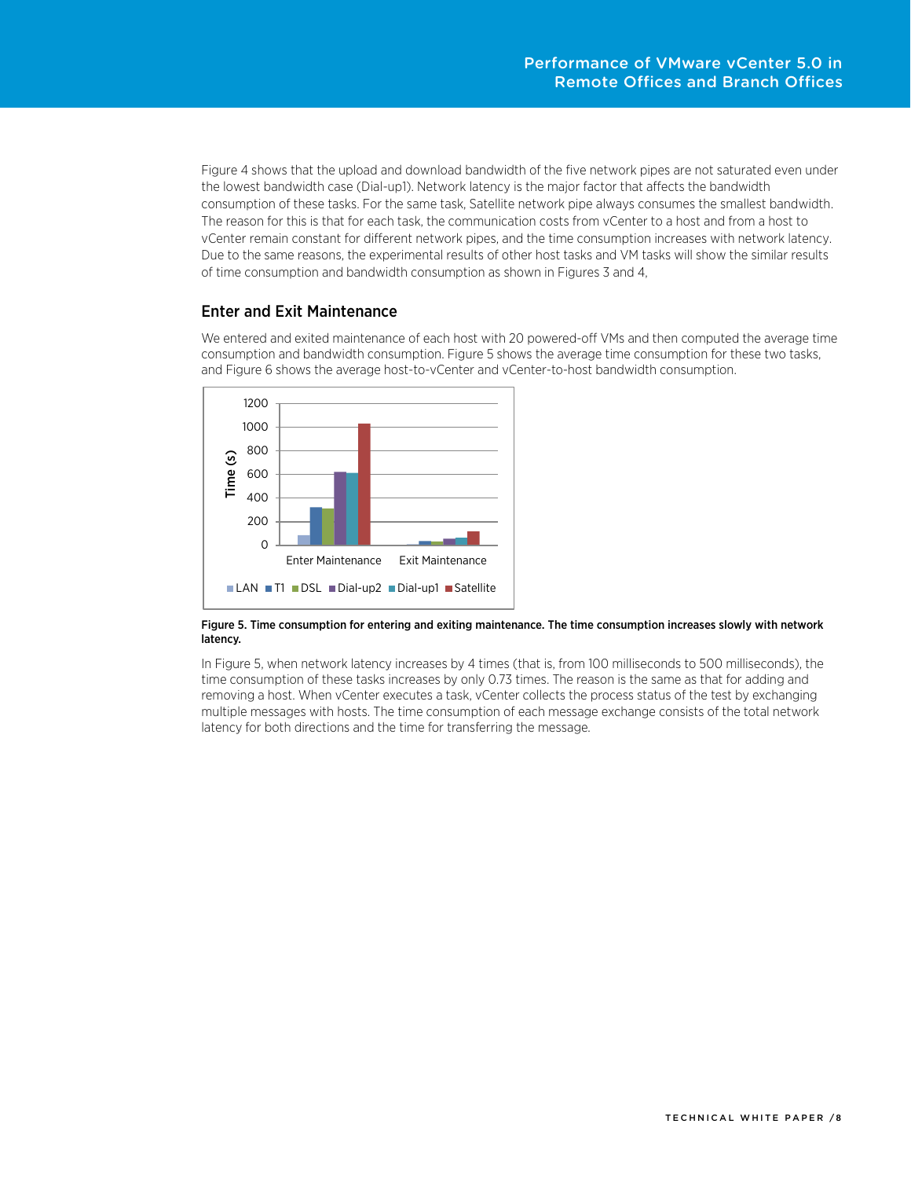Figure 4 shows that the upload and download bandwidth of the five network pipes are not saturated even under the lowest bandwidth case (Dial-up1). Network latency is the major factor that affects the bandwidth consumption of these tasks. For the same task, Satellite network pipe always consumes the smallest bandwidth. The reason for this is that for each task, the communication costs from vCenter to a host and from a host to vCenter remain constant for different network pipes, and the time consumption increases with network latency. Due to the same reasons, the experimental results of other host tasks and VM tasks will show the similar results of time consumption and bandwidth consumption as shown in Figures 3 and 4,

## Enter and Exit Maintenance

We entered and exited maintenance of each host with 20 powered-off VMs and then computed the average time consumption and bandwidth consumption. Figure 5 shows the average time consumption for these two tasks, and Figure 6 shows the average host-to-vCenter and vCenter-to-host bandwidth consumption.

**Figure 5. Time consumption for entering and exiting maintenance. The time consumption increases slowly with network latency.**

In Figure 5, when network latency increases by 4 times (that is, from 100 milliseconds to 500 milliseconds), the time consumption of these tasks increases by only 0.73 times. The reason is the same as that for adding and removing a host. When vCenter executes a task, vCenter collects the process status of the test by exchanging multiple messages with hosts. The time consumption of each message exchange consists of the total network latency for both directions and the time for transferring the message.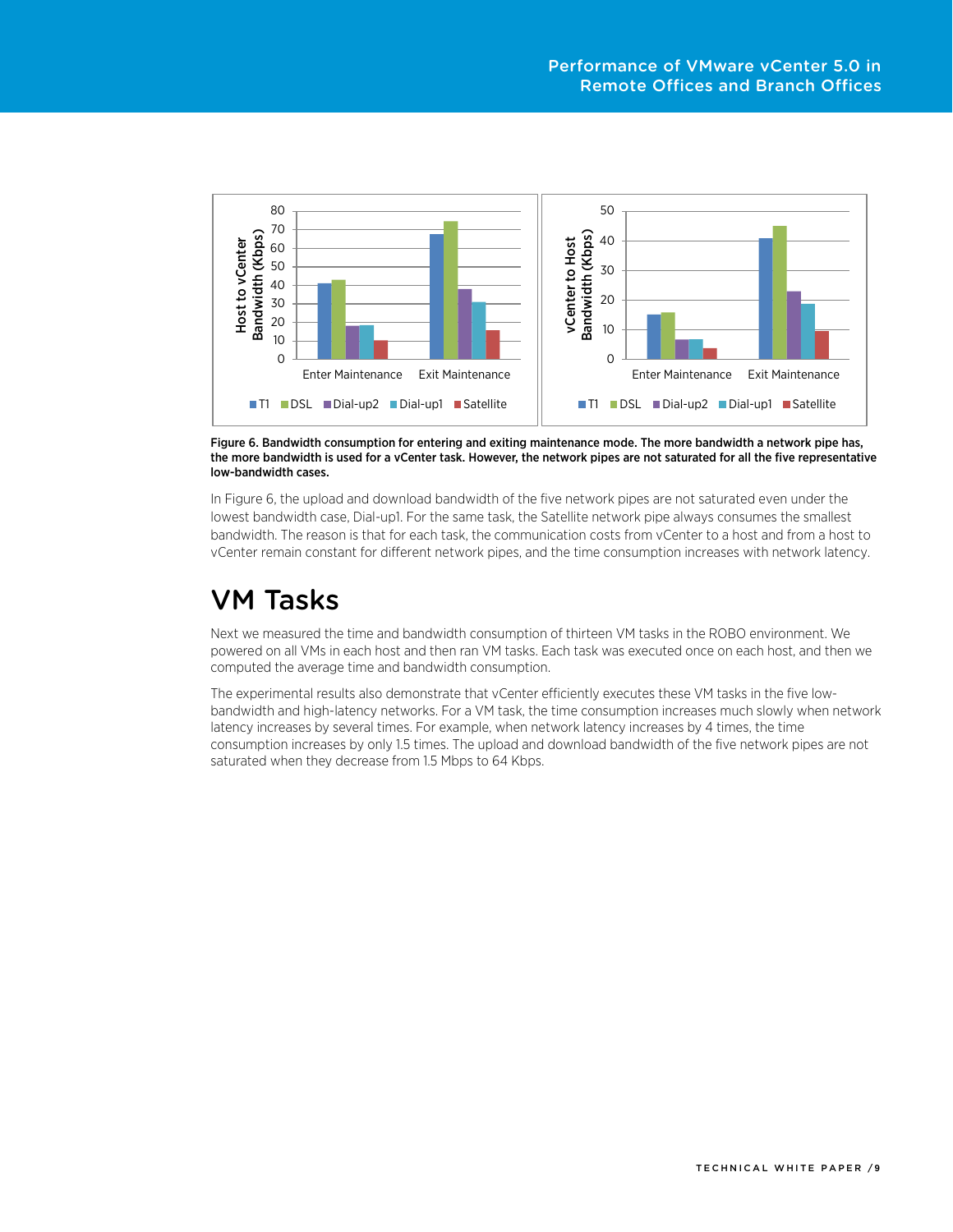Figure 6. Bandwidth consumption for entering and exiting maintenance mode. The more bandwidth a network pipe has, the more bandwidth is used for a vCenter task. However, the network pipes are not saturated for all the five representative low-bandwidth cases.

In Figure 6, the upload and download bandwidth of the five network pipes are not saturated even under the lowest bandwidth case, Dial-up1. For the same task, the Satellite network pipe always consumes the smallest bandwidth. The reason is that for each task, the communication costs from vCenter to a host and from a host to vCenter remain constant for different network pipes, and the time consumption increases with network latency.

# VM Tasks

Next we measured the time and bandwidth consumption of thirteen VM tasks in the ROBO environment. We powered on all VMs in each host and then ran VM tasks. Each task was executed once on each host, and then we computed the average time and bandwidth consumption.

The experimental results also demonstrate that vCenter efficiently executes these VM tasks in the five low-bandwidth and high-latency networks. For a VM task, the time consumption increases much slowly when network latency increases by several times. For example, when network latency increases by 4 times, the time consumption increases by only 1.5 times. The upload and download bandwidth of the five network pipes are not saturated when they decrease from 1.5 Mbps to 64 Kbps.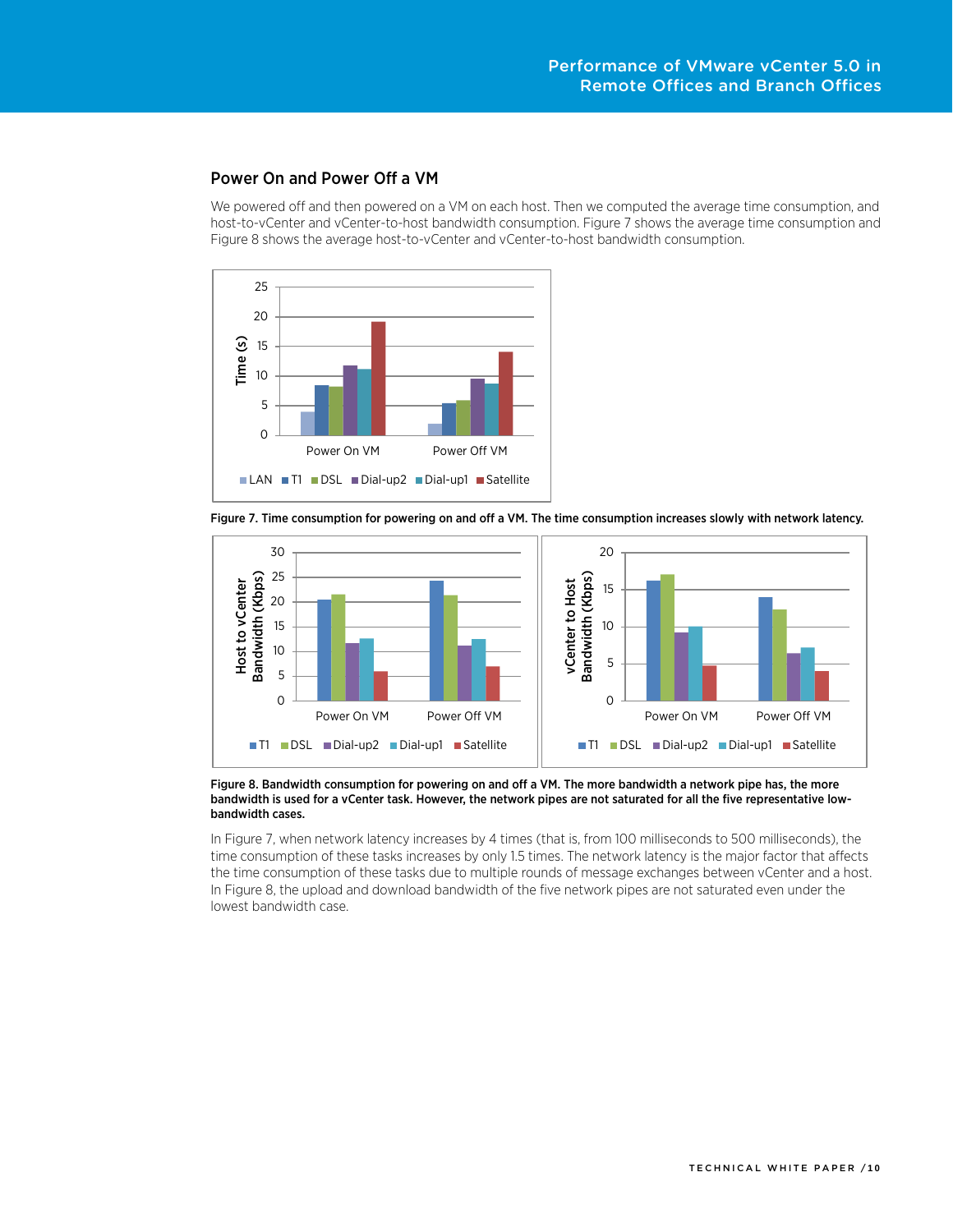## Power On and Power Off a VM

We powered off and then powered on a VM on each host. Then we computed the average time consumption, and host-to-vCenter and vCenter-to-host bandwidth consumption. Figure 7 shows the average time consumption and Figure 8 shows the average host-to-vCenter and vCenter-to-host bandwidth consumption.

**Figure 7. Time consumption for powering on and off a VM. The time consumption increases slowly with network latency.**

**Figure 8. Bandwidth consumption for powering on and off a VM. The more bandwidth a network pipe has, the more bandwidth is used for a vCenter task. However, the network pipes are not saturated for all the five representative low-bandwidth cases.**

In Figure 7, when network latency increases by 4 times (that is, from 100 milliseconds to 500 milliseconds), the time consumption of these tasks increases by only 1.5 times. The network latency is the major factor that affects the time consumption of these tasks due to multiple rounds of message exchanges between vCenter and a host. In Figure 8, the upload and download bandwidth of the five network pipes are not saturated even under the lowest bandwidth case.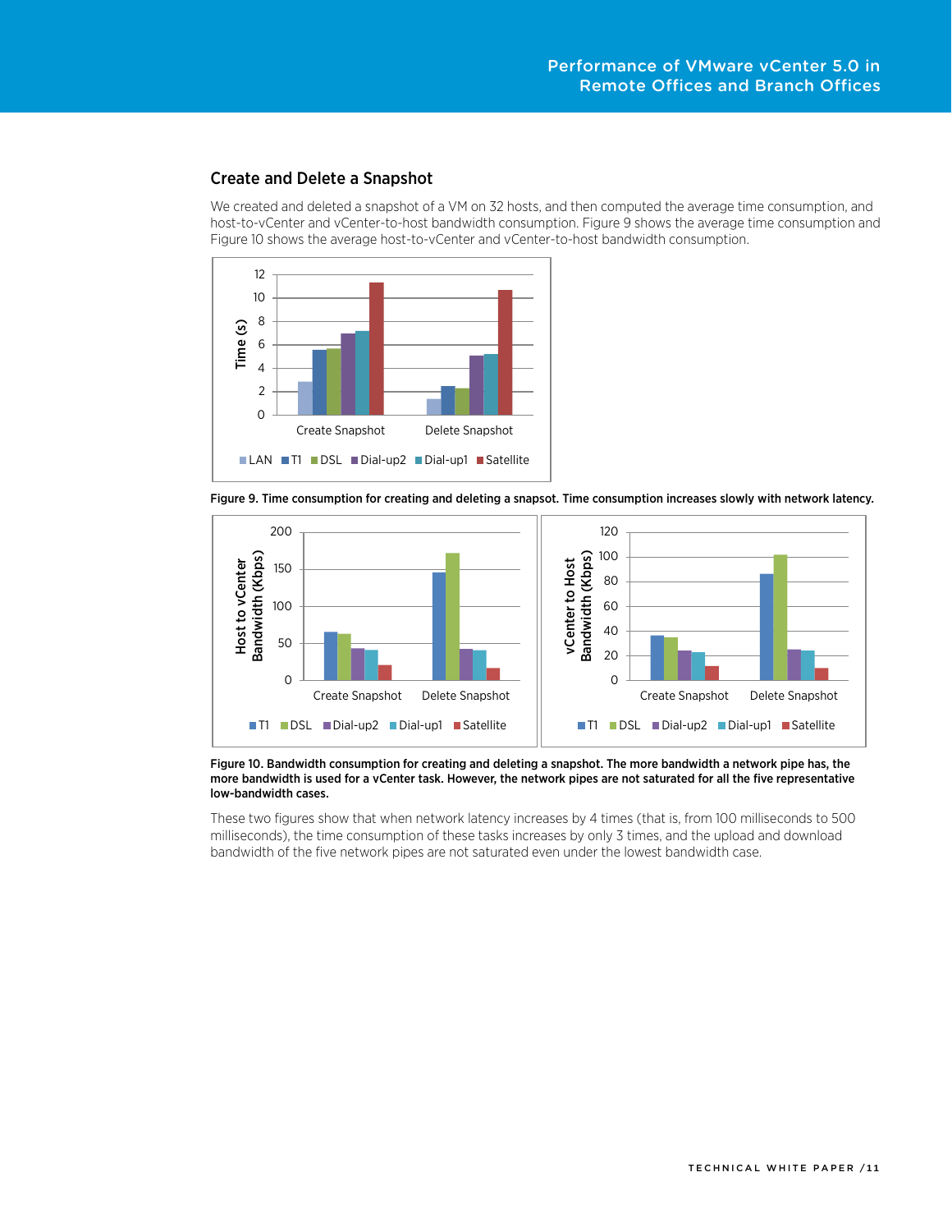## Create and Delete a Snapshot

We created and deleted a snapshot of a VM on 32 hosts, and then computed the average time consumption, and host-to-vCenter and vCenter-to-host bandwidth consumption. Figure 9 shows the average time consumption and Figure 10 shows the average host-to-vCenter and vCenter-to-host bandwidth consumption.

**Figure 9. Time consumption for creating and deleting a snapsot. Time consumption increases slowly with network latency.**

**Figure 10. Bandwidth consumption for creating and deleting a snapshot. The more bandwidth a network pipe has, the more bandwidth is used for a vCenter task. However, the network pipes are not saturated for all the five representative low-bandwidth cases.**

These two figures show that when network latency increases by 4 times (that is, from 100 milliseconds to 500 milliseconds), the time consumption of these tasks increases by only 3 times, and the upload and download bandwidth of the five network pipes are not saturated even under the lowest bandwidth case.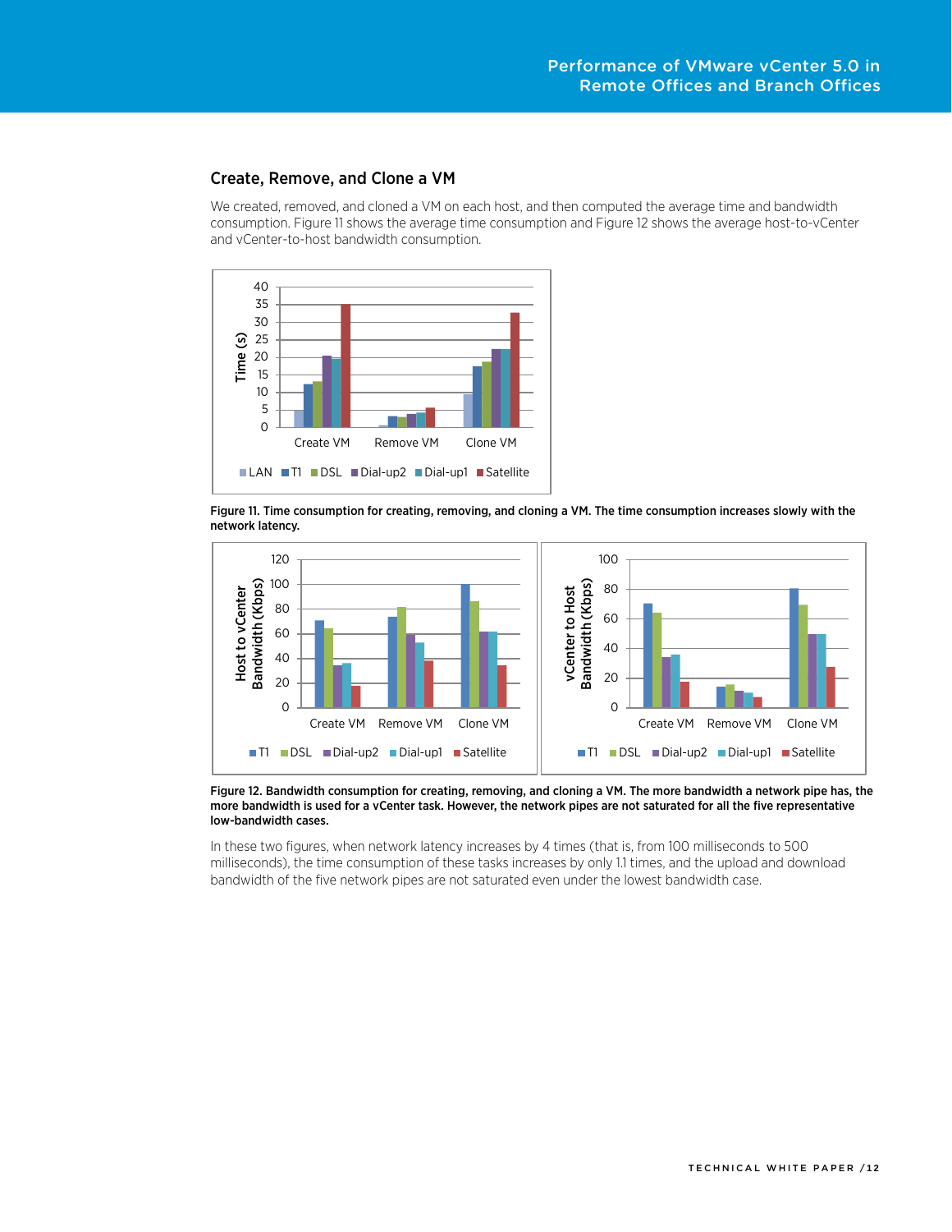## Create, Remove, and Clone a VM

We created, removed, and cloned a VM on each host, and then computed the average time and bandwidth consumption. Figure 11 shows the average time consumption and Figure 12 shows the average host-to-vCenter and vCenter-to-host bandwidth consumption.

**Figure 11. Time consumption for creating, removing, and cloning a VM. The time consumption increases slowly with the network latency.**

**Figure 12. Bandwidth consumption for creating, removing, and cloning a VM. The more bandwidth a network pipe has, the more bandwidth is used for a vCenter task. However, the network pipes are not saturated for all the five representative low-bandwidth cases.**

In these two figures, when network latency increases by 4 times (that is, from 100 milliseconds to 500 milliseconds), the time consumption of these tasks increases by only 1.1 times, and the upload and download bandwidth of the five network pipes are not saturated even under the lowest bandwidth case.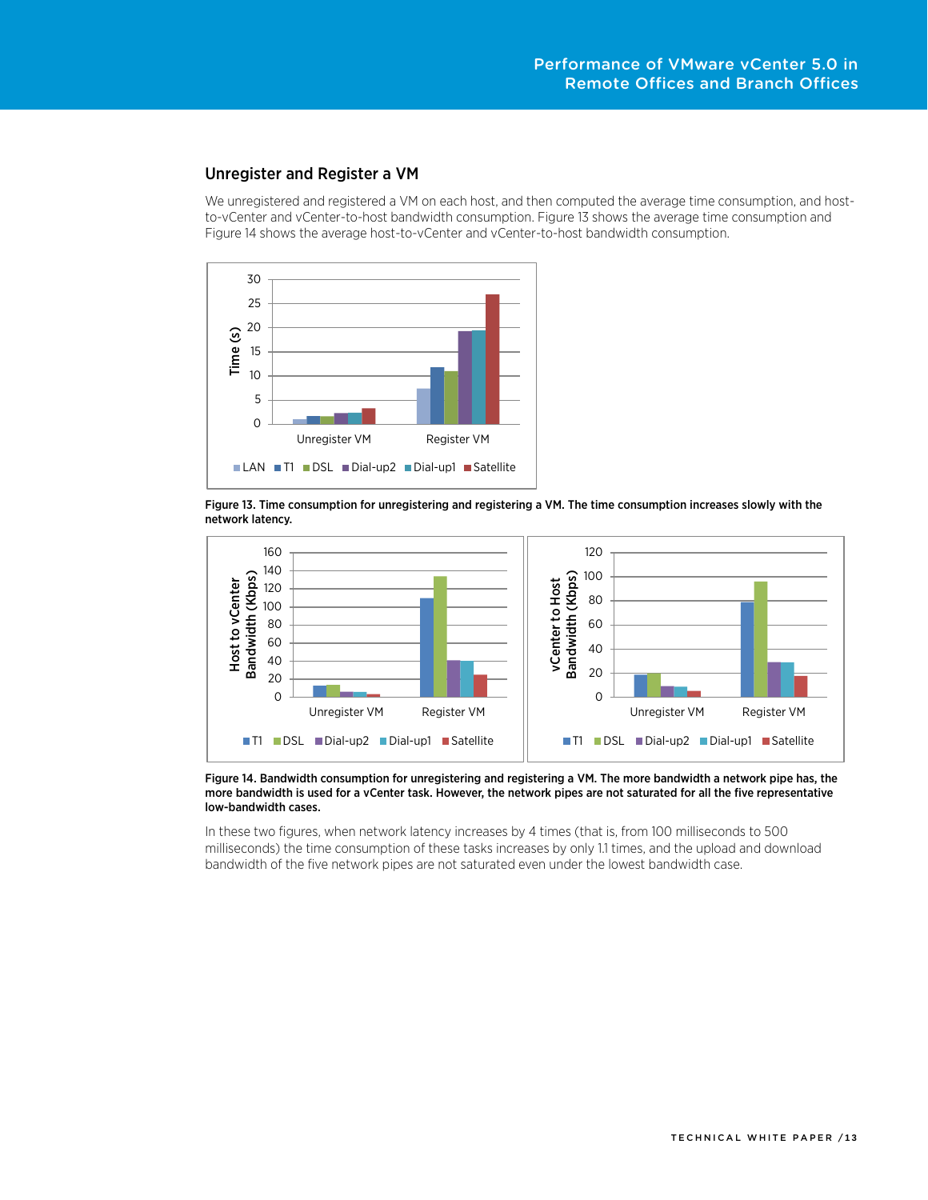## Unregister and Register a VM

We unregistered and registered a VM on each host, and then computed the average time consumption, and host-to-vCenter and vCenter-to-host bandwidth consumption. Figure 13 shows the average time consumption and Figure 14 shows the average host-to-vCenter and vCenter-to-host bandwidth consumption.

**Figure 13. Time consumption for unregistering and registering a VM. The time consumption increases slowly with the network latency.**

**Figure 14. Bandwidth consumption for unregistering and registering a VM. The more bandwidth a network pipe has, the more bandwidth is used for a vCenter task. However, the network pipes are not saturated for all the five representative low-bandwidth cases.**

In these two figures, when network latency increases by 4 times (that is, from 100 milliseconds to 500 milliseconds) the time consumption of these tasks increases by only 1.1 times, and the upload and download bandwidth of the five network pipes are not saturated even under the lowest bandwidth case.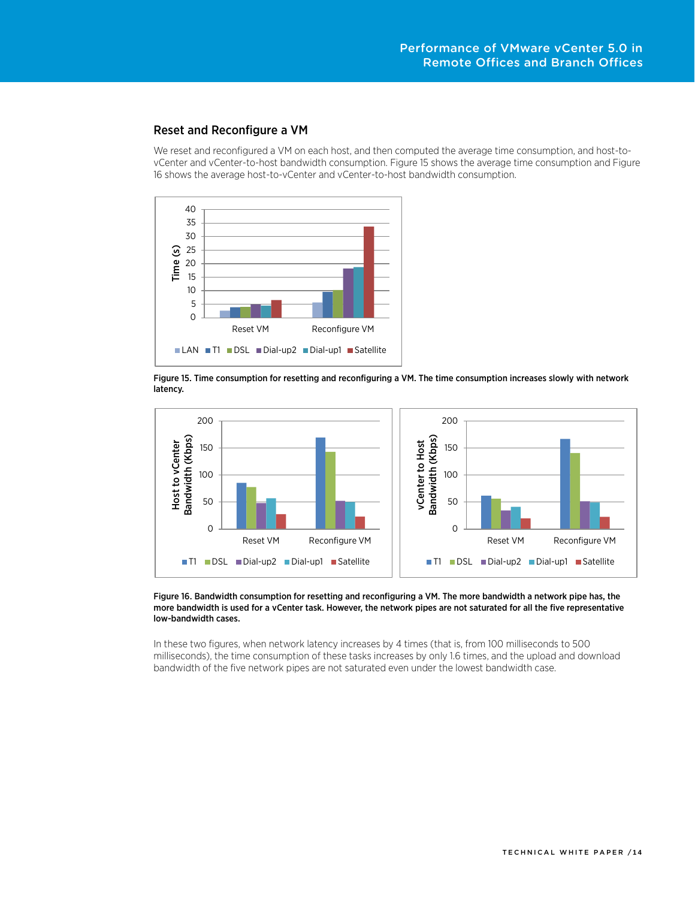## Reset and Reconfigure a VM

We reset and reconfigured a VM on each host, and then computed the average time consumption, and host-to-vCenter and vCenter-to-host bandwidth consumption. Figure 15 shows the average time consumption and Figure 16 shows the average host-to-vCenter and vCenter-to-host bandwidth consumption.

**Figure 15. Time consumption for resetting and reconfiguring a VM. The time consumption increases slowly with network latency.**

**Figure 16. Bandwidth consumption for resetting and reconfiguring a VM. The more bandwidth a network pipe has, the more bandwidth is used for a vCenter task. However, the network pipes are not saturated for all the five representative low-bandwidth cases.**

In these two figures, when network latency increases by 4 times (that is, from 100 milliseconds to 500 milliseconds), the time consumption of these tasks increases by only 1.6 times, and the upload and download bandwidth of the five network pipes are not saturated even under the lowest bandwidth case.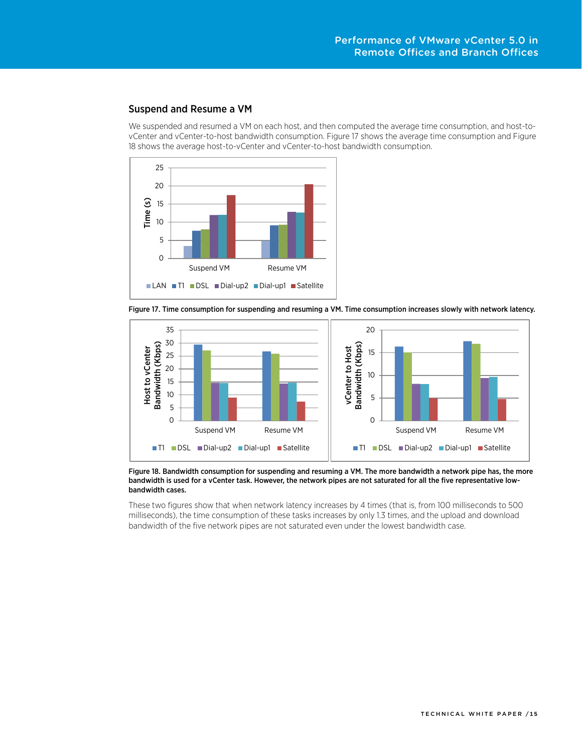## Suspend and Resume a VM

We suspended and resumed a VM on each host, and then computed the average time consumption, and host-to-vCenter and vCenter-to-host bandwidth consumption. Figure 17 shows the average time consumption and Figure 18 shows the average host-to-vCenter and vCenter-to-host bandwidth consumption.

**Figure 17. Time consumption for suspending and resuming a VM. Time consumption increases slowly with network latency.**

**Figure 18. Bandwidth consumption for suspending and resuming a VM. The more bandwidth a network pipe has, the more bandwidth is used for a vCenter task. However, the network pipes are not saturated for all the five representative low-bandwidth cases.**

These two figures show that when network latency increases by 4 times (that is, from 100 milliseconds to 500 milliseconds), the time consumption of these tasks increases by only 1.3 times, and the upload and download bandwidth of the five network pipes are not saturated even under the lowest bandwidth case.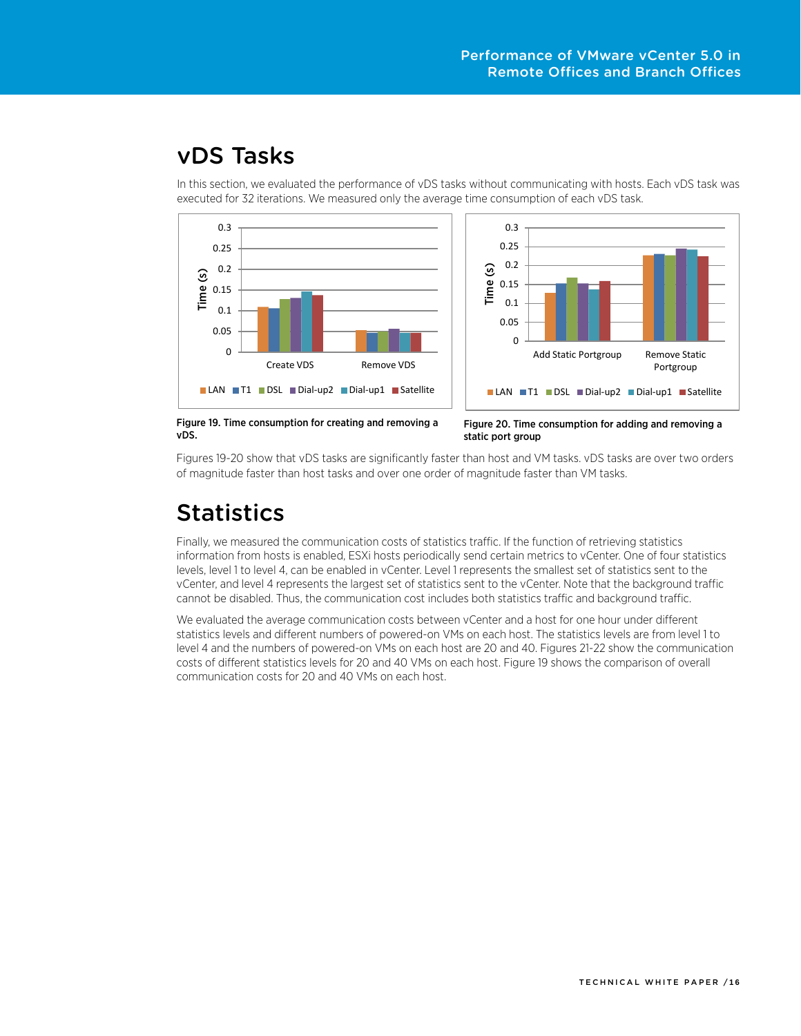# vDS Tasks

In this section, we evaluated the performance of vDS tasks without communicating with hosts. Each vDS task was executed for 32 iterations. We measured only the average time consumption of each vDS task.

Figure 19. Time consumption for creating and removing a vDS.

Figure 20. Time consumption for adding and removing a static port group

Figures 19-20 show that vDS tasks are significantly faster than host and VM tasks. vDS tasks are over two orders of magnitude faster than host tasks and over one order of magnitude faster than VM tasks.

# Statistics

Finally, we measured the communication costs of statistics traffic. If the function of retrieving statistics information from hosts is enabled, ESXi hosts periodically send certain metrics to vCenter. One of four statistics levels, level 1 to level 4, can be enabled in vCenter. Level 1 represents the smallest set of statistics sent to the vCenter, and level 4 represents the largest set of statistics sent to the vCenter. Note that the background traffic cannot be disabled. Thus, the communication cost includes both statistics traffic and background traffic.

We evaluated the average communication costs between vCenter and a host for one hour under different statistics levels and different numbers of powered-on VMs on each host. The statistics levels are from level 1 to level 4 and the numbers of powered-on VMs on each host are 20 and 40. Figures 21-22 show the communication costs of different statistics levels for 20 and 40 VMs on each host. Figure 19 shows the comparison of overall communication costs for 20 and 40 VMs on each host.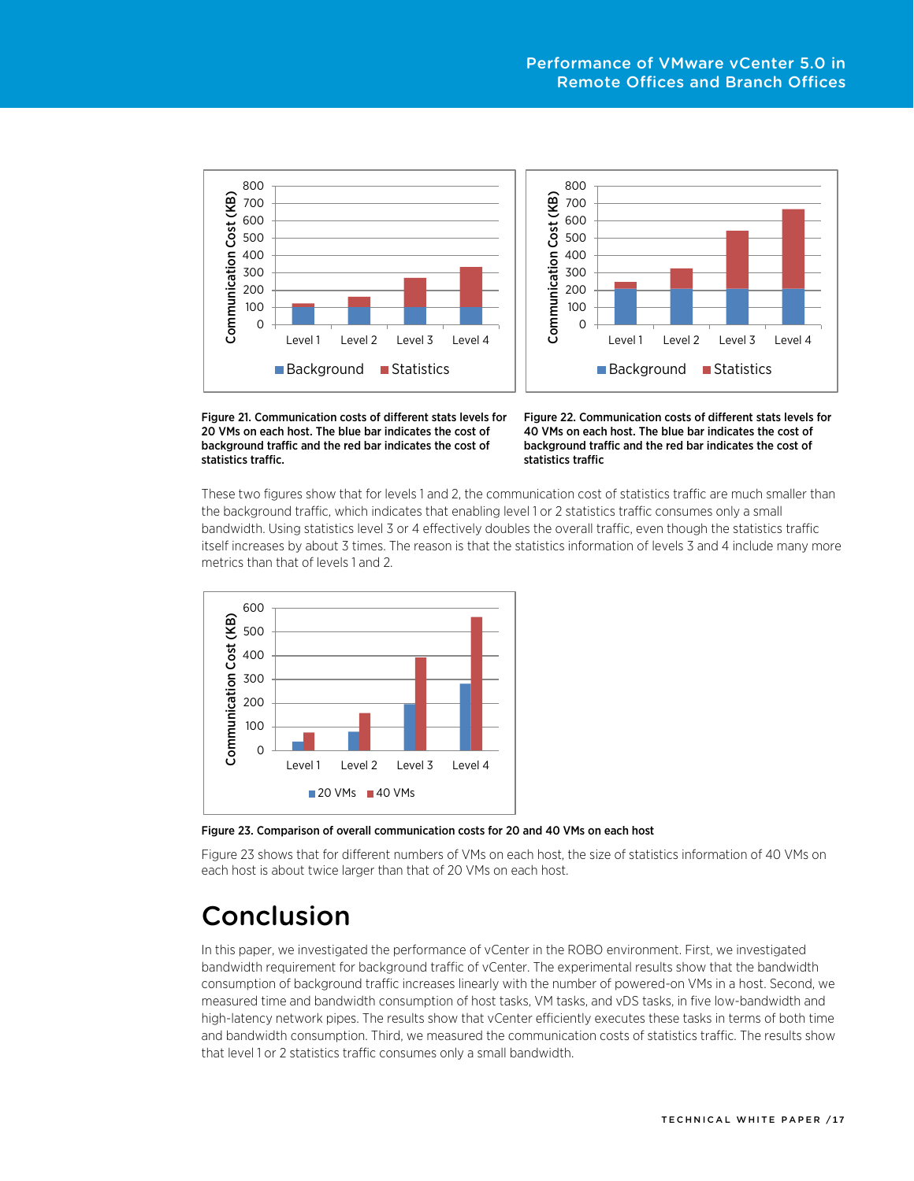Figure 21. Communication costs of different stats levels for 20 VMs on each host. The blue bar indicates the cost of background traffic and the red bar indicates the cost of statistics traffic.

Figure 22. Communication costs of different stats levels for 40 VMs on each host. The blue bar indicates the cost of background traffic and the red bar indicates the cost of statistics traffic

These two figures show that for levels 1 and 2, the communication cost of statistics traffic are much smaller than the background traffic, which indicates that enabling level 1 or 2 statistics traffic consumes only a small bandwidth. Using statistics level 3 or 4 effectively doubles the overall traffic, even though the statistics traffic itself increases by about 3 times. The reason is that the statistics information of levels 3 and 4 include many more metrics than that of levels 1 and 2.

Figure 23. Comparison of overall communication costs for 20 and 40 VMs on each host

Figure 23 shows that for different numbers of VMs on each host, the size of statistics information of 40 VMs on each host is about twice larger than that of 20 VMs on each host.

# Conclusion

In this paper, we investigated the performance of vCenter in the ROBO environment. First, we investigated bandwidth requirement for background traffic of vCenter. The experimental results show that the bandwidth consumption of background traffic increases linearly with the number of powered-on VMs in a host. Second, we measured time and bandwidth consumption of host tasks, VM tasks, and vDS tasks, in five low-bandwidth and high-latency network pipes. The results show that vCenter efficiently executes these tasks in terms of both time and bandwidth consumption. Third, we measured the communication costs of statistics traffic. The results show that level 1 or 2 statistics traffic consumes only a small bandwidth.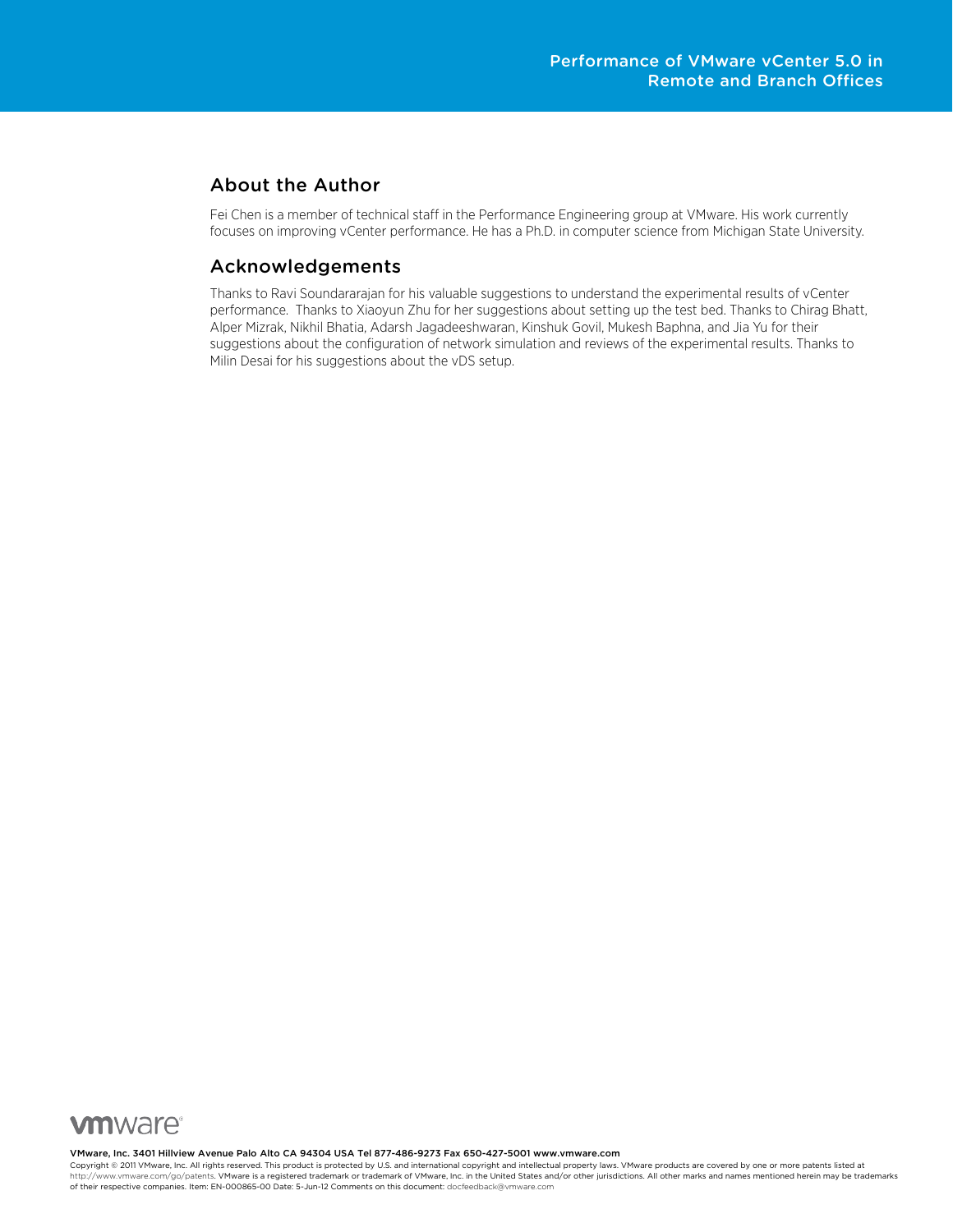## About the Author

Fei Chen is a member of technical staff in the Performance Engineering group at VMware. His work currently focuses on improving vCenter performance. He has a Ph.D. in computer science from Michigan State University.

## Acknowledgements

Thanks to Ravi Soundararajan for his valuable suggestions to understand the experimental results of vCenter performance.  Thanks to Xiaoyun Zhu for her suggestions about setting up the test bed. Thanks to Chirag Bhatt, Alper Mizrak, Nikhil Bhatia, Adarsh Jagadeeshwaran, Kinshuk Govil, Mukesh Baphna, and Jia Yu for their suggestions about the configuration of network simulation and reviews of the experimental results. Thanks to Milin Desai for his suggestions about the vDS setup.

VMware, Inc. 3401 Hillview Avenue Palo Alto CA 94304 USA Tel 877-486-9273 Fax 650-427-5001 www.vmware.com

Copyright © 2011 VMware, Inc. All rights reserved. This product is protected by U.S. and international copyright and intellectual property laws. VMware products are covered by one or more patents listed at http://www.vmware.com/go/patents. VMware is a registered trademark or trademark of VMware, Inc. in the United States and/or other jurisdictions. All other marks and names mentioned herein may be trademarks of their respective companies. Item: EN-000865-00 Date: 5-Jun-12 Comments on this document: docfeedback@vmware.com